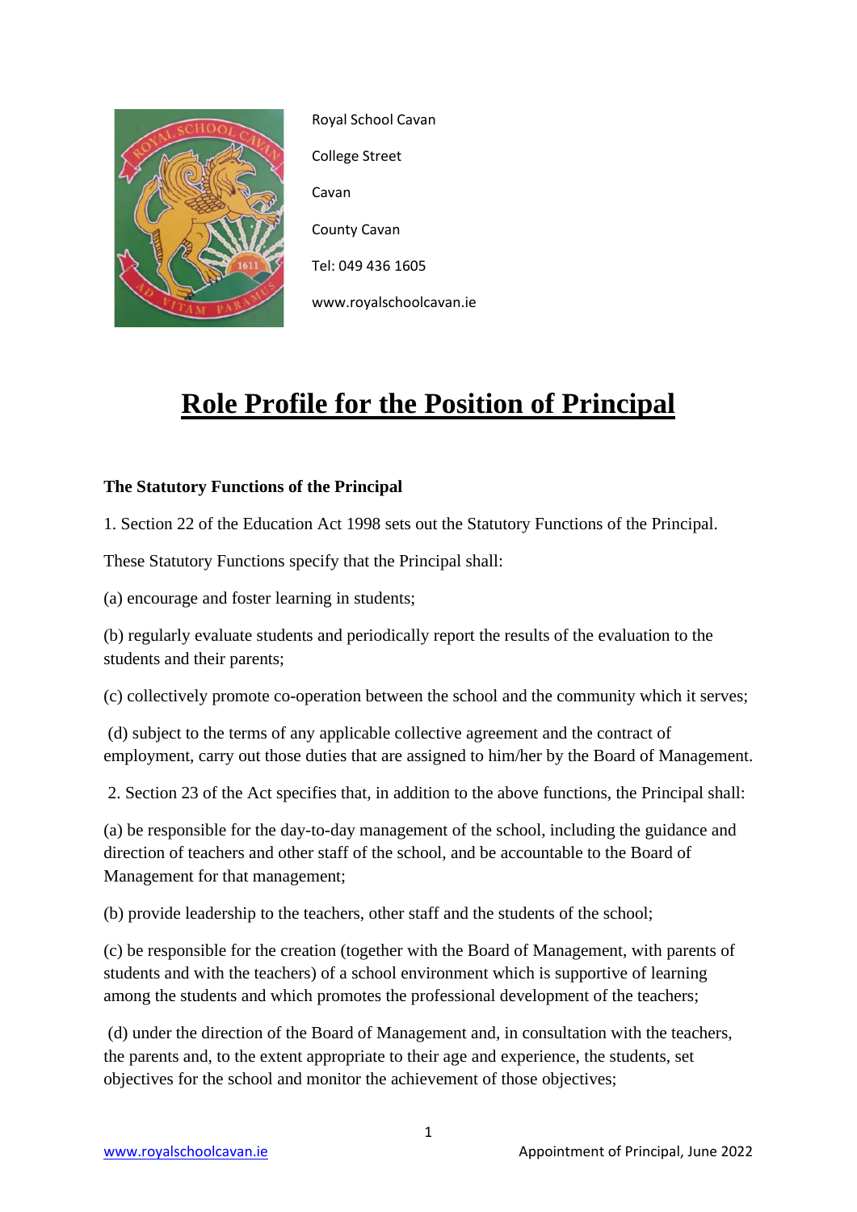Royal School Cavan

College Street

Cavan

County Cavan

Tel: 049 436 1605

www.royalschoolcavan.ie

# Role Profile for the Position of Principal

**The Statutory Functions of the Principal**

1. Section 22 of the Education Act 1998 sets out the Statutory Functions of the Principal.

These Statutory Functions specify that the Principal shall:

(a) encourage and foster learning in students;

(b) regularly evaluate students and periodically report the results of the evaluation to the students and their parents;

(c) collectively promote co-operation between the school and the community which it serves;

(d) subject to the terms of any applicable collective agreement and the contract of employment, carry out those duties that are assigned to him/her by the Board of Management.

2. Section 23 of the Act specifies that, in addition to the above functions, the Principal shall:

(a) be responsible for the day-to-day management of the school, including the guidance and direction of teachers and other staff of the school, and be accountable to the Board of Management for that management;

(b) provide leadership to the teachers, other staff and the students of the school;

(c) be responsible for the creation (together with the Board of Management, with parents of students and with the teachers) of a school environment which is supportive of learning among the students and which promotes the professional development of the teachers;

(d) under the direction of the Board of Management and, in consultation with the teachers, the parents and, to the extent appropriate to their age and experience, the students, set objectives for the school and monitor the achievement of those objectives;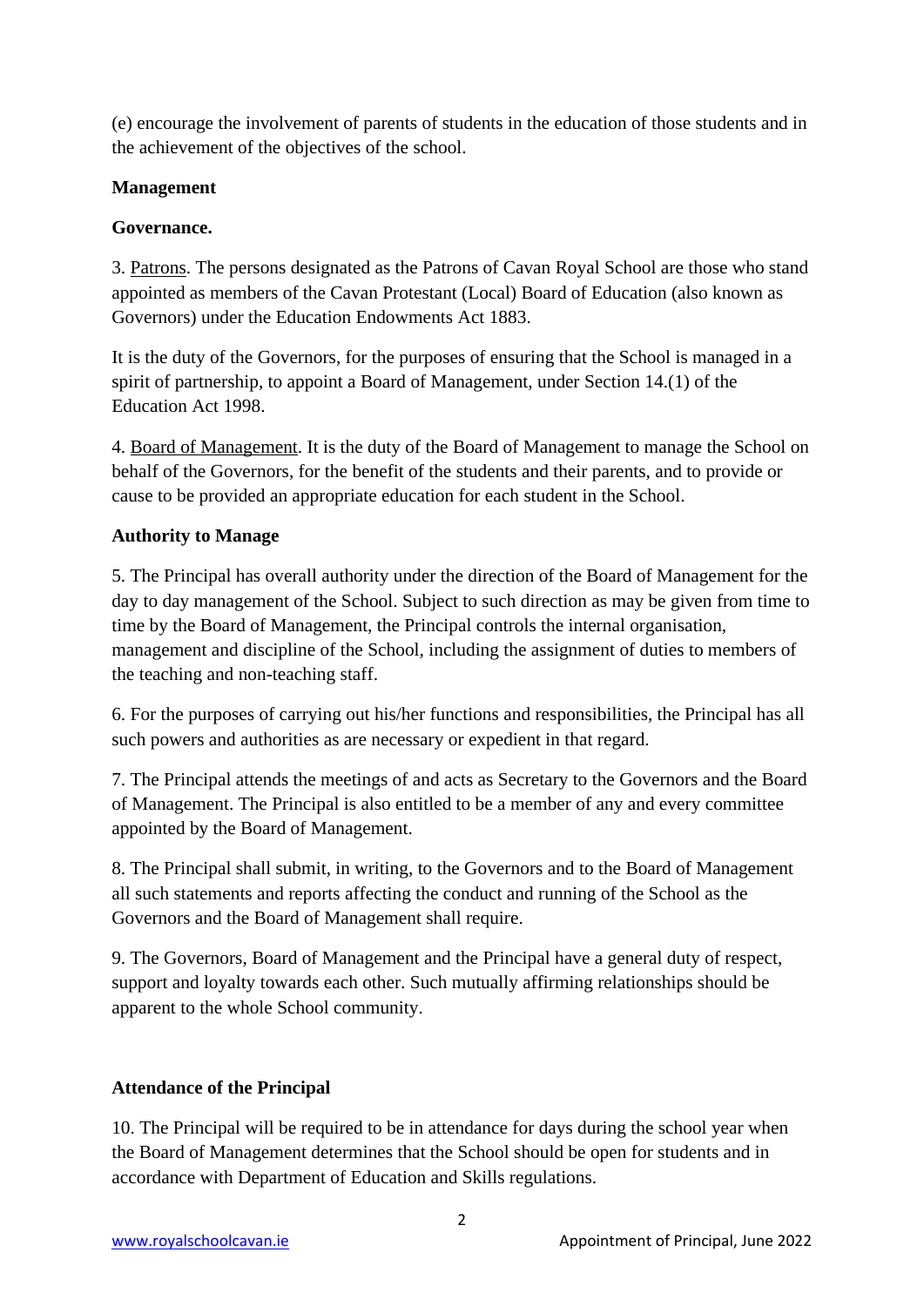(e) encourage the involvement of parents of students in the education of those students and in the achievement of the objectives of the school.

**Management**

**Governance.**

3. Patrons. The persons designated as the Patrons of Cavan Royal School are those who stand appointed as members of the Cavan Protestant (Local) Board of Education (also known as Governors) under the Education Endowments Act 1883.

It is the duty of the Governors, for the purposes of ensuring that the School is managed in a spirit of partnership, to appoint a Board of Management, under Section 14.(1) of the Education Act 1998.

4. Board of Management. It is the duty of the Board of Management to manage the School on behalf of the Governors, for the benefit of the students and their parents, and to provide or cause to be provided an appropriate education for each student in the School.

**Authority to Manage**

5. The Principal has overall authority under the direction of the Board of Management for the day to day management of the School. Subject to such direction as may be given from time to time by the Board of Management, the Principal controls the internal organisation, management and discipline of the School, including the assignment of duties to members of the teaching and non-teaching staff.

6. For the purposes of carrying out his/her functions and responsibilities, the Principal has all such powers and authorities as are necessary or expedient in that regard.

7. The Principal attends the meetings of and acts as Secretary to the Governors and the Board of Management. The Principal is also entitled to be a member of any and every committee appointed by the Board of Management.

8. The Principal shall submit, in writing, to the Governors and to the Board of Management all such statements and reports affecting the conduct and running of the School as the Governors and the Board of Management shall require.

9. The Governors, Board of Management and the Principal have a general duty of respect, support and loyalty towards each other. Such mutually affirming relationships should be apparent to the whole School community.

**Attendance of the Principal**

10. The Principal will be required to be in attendance for days during the school year when the Board of Management determines that the School should be open for students and in accordance with Department of Education and Skills regulations.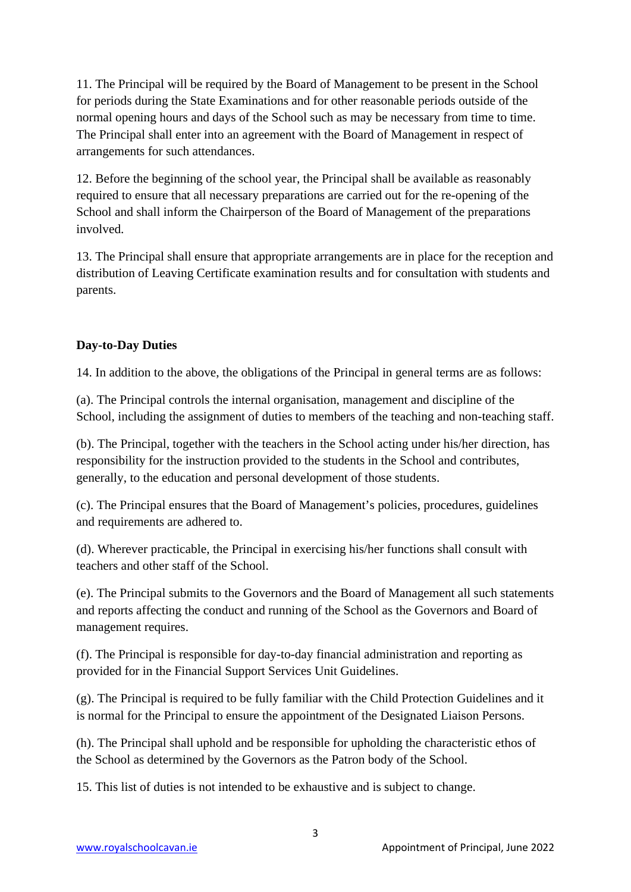11. The Principal will be required by the Board of Management to be present in the School for periods during the State Examinations and for other reasonable periods outside of the normal opening hours and days of the School such as may be necessary from time to time. The Principal shall enter into an agreement with the Board of Management in respect of arrangements for such attendances.

12. Before the beginning of the school year, the Principal shall be available as reasonably required to ensure that all necessary preparations are carried out for the re-opening of the School and shall inform the Chairperson of the Board of Management of the preparations involved.

13. The Principal shall ensure that appropriate arrangements are in place for the reception and distribution of Leaving Certificate examination results and for consultation with students and parents.

**Day-to-Day Duties**

14. In addition to the above, the obligations of the Principal in general terms are as follows:

(a). The Principal controls the internal organisation, management and discipline of the School, including the assignment of duties to members of the teaching and non-teaching staff.

(b). The Principal, together with the teachers in the School acting under his/her direction, has responsibility for the instruction provided to the students in the School and contributes, generally, to the education and personal development of those students.

(c). The Principal ensures that the Board of Management's policies, procedures, guidelines and requirements are adhered to.

(d). Wherever practicable, the Principal in exercising his/her functions shall consult with teachers and other staff of the School.

(e). The Principal submits to the Governors and the Board of Management all such statements and reports affecting the conduct and running of the School as the Governors and Board of management requires.

(f). The Principal is responsible for day-to-day financial administration and reporting as provided for in the Financial Support Services Unit Guidelines.

(g). The Principal is required to be fully familiar with the Child Protection Guidelines and it is normal for the Principal to ensure the appointment of the Designated Liaison Persons.

(h). The Principal shall uphold and be responsible for upholding the characteristic ethos of the School as determined by the Governors as the Patron body of the School.

15. This list of duties is not intended to be exhaustive and is subject to change.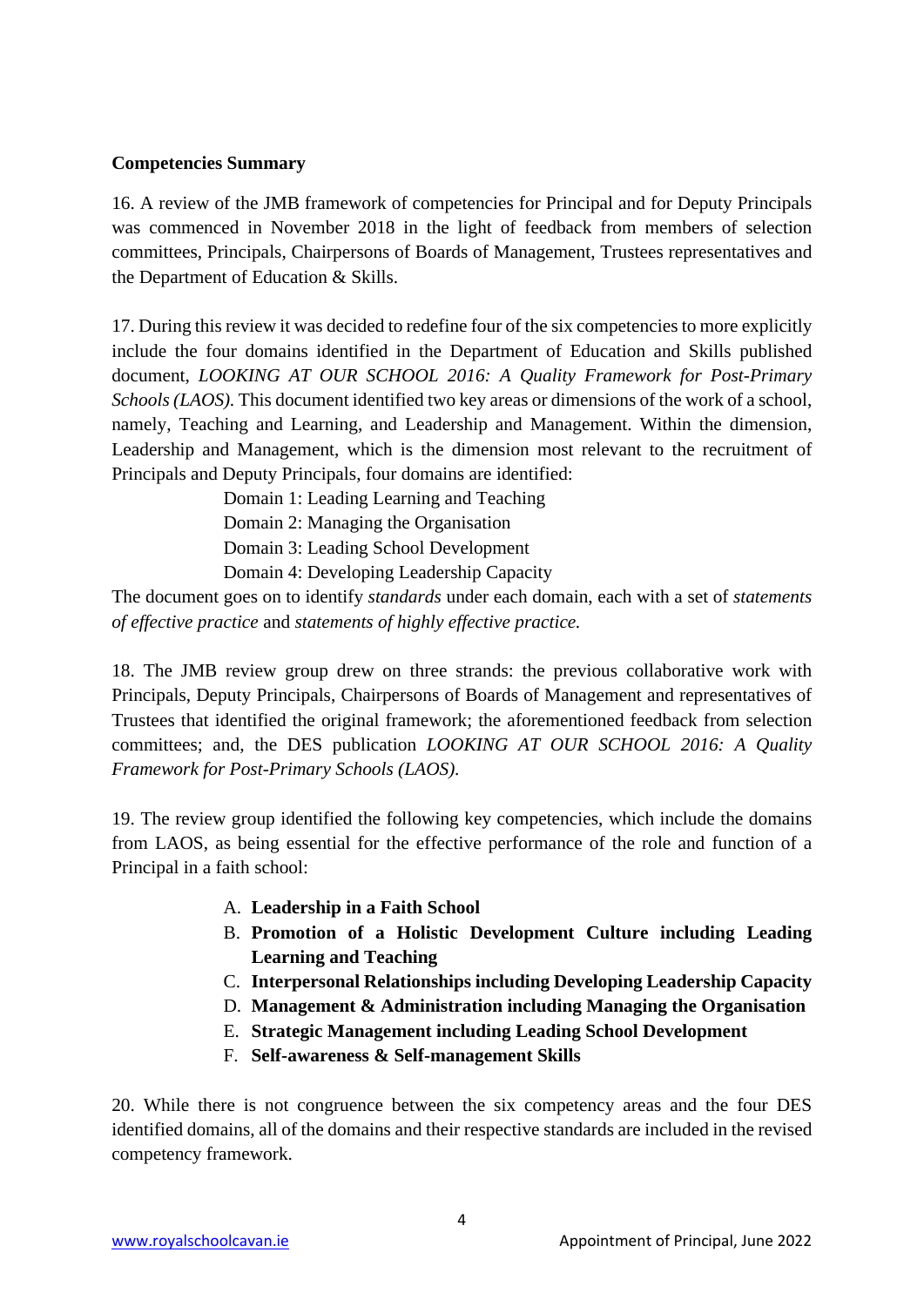**Competencies Summary**

16. A review of the JMB framework of competencies for Principal and for Deputy Principals was commenced in November 2018 in the light of feedback from members of selection committees, Principals, Chairpersons of Boards of Management, Trustees representatives and the Department of Education & Skills.

17. During this review it was decided to redefine four of the six competencies to more explicitly include the four domains identified in the Department of Education and Skills published document, *LOOKING AT OUR SCHOOL 2016: A Quality Framework for Post-Primary Schools (LAOS).* This document identified two key areas or dimensions of the work of a school, namely, Teaching and Learning, and Leadership and Management. Within the dimension, Leadership and Management, which is the dimension most relevant to the recruitment of Principals and Deputy Principals, four domains are identified:

Domain 1: Leading Learning and Teaching
Domain 2: Managing the Organisation
Domain 3: Leading School Development
Domain 4: Developing Leadership Capacity

The document goes on to identify *standards* under each domain, each with a set of *statements of effective practice* and *statements of highly effective practice.*

18. The JMB review group drew on three strands: the previous collaborative work with Principals, Deputy Principals, Chairpersons of Boards of Management and representatives of Trustees that identified the original framework; the aforementioned feedback from selection committees; and, the DES publication *LOOKING AT OUR SCHOOL 2016: A Quality Framework for Post-Primary Schools (LAOS).*

19. The review group identified the following key competencies, which include the domains from LAOS, as being essential for the effective performance of the role and function of a Principal in a faith school:

A. **Leadership in a Faith School**
B. **Promotion of a Holistic Development Culture including Leading Learning and Teaching**
C. **Interpersonal Relationships including Developing Leadership Capacity**
D. **Management & Administration including Managing the Organisation**
E. **Strategic Management including Leading School Development**
F. **Self-awareness & Self-management Skills**

20. While there is not congruence between the six competency areas and the four DES identified domains, all of the domains and their respective standards are included in the revised competency framework.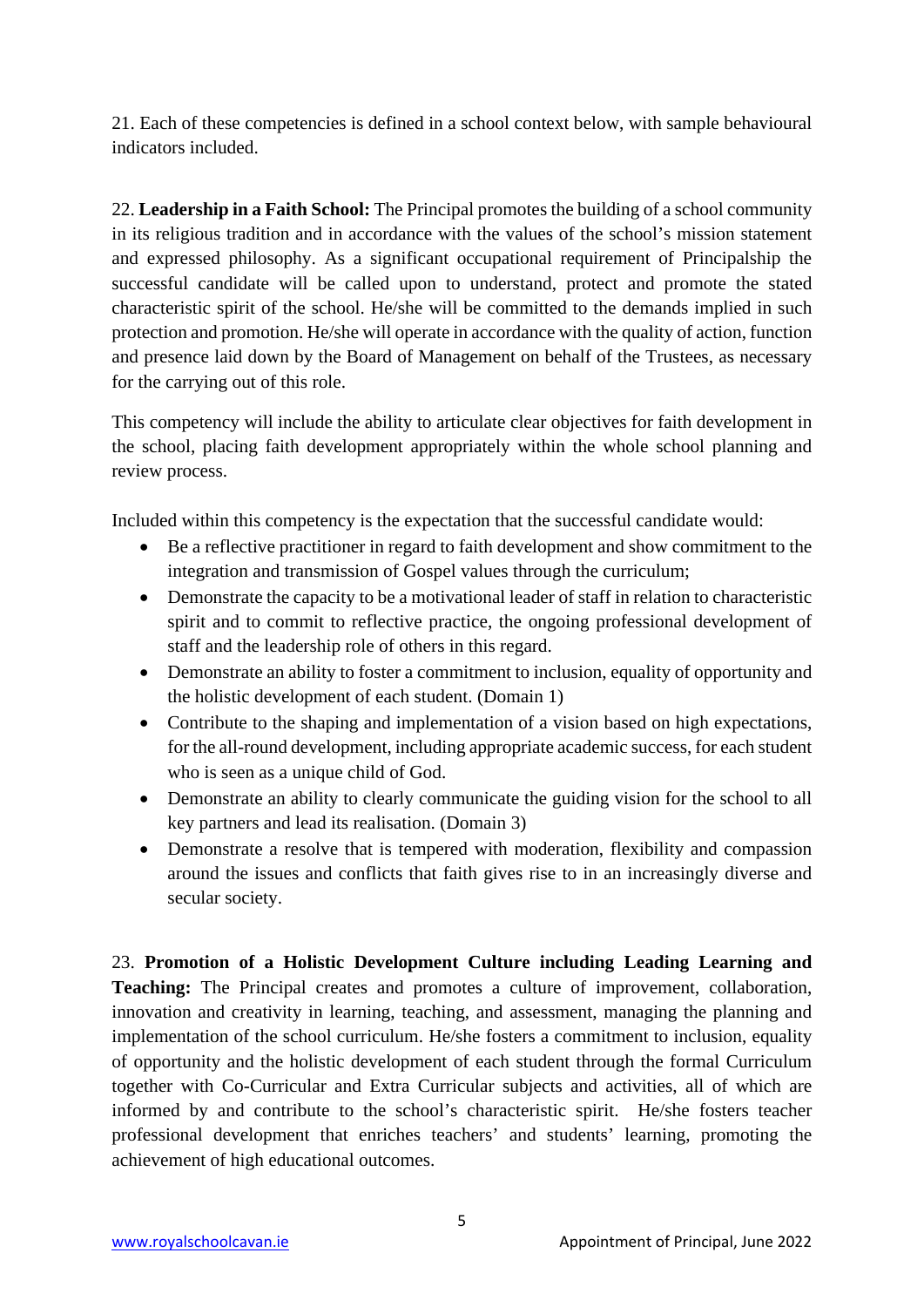21. Each of these competencies is defined in a school context below, with sample behavioural indicators included.

22. **Leadership in a Faith School:** The Principal promotes the building of a school community in its religious tradition and in accordance with the values of the school's mission statement and expressed philosophy. As a significant occupational requirement of Principalship the successful candidate will be called upon to understand, protect and promote the stated characteristic spirit of the school. He/she will be committed to the demands implied in such protection and promotion. He/she will operate in accordance with the quality of action, function and presence laid down by the Board of Management on behalf of the Trustees, as necessary for the carrying out of this role.

This competency will include the ability to articulate clear objectives for faith development in the school, placing faith development appropriately within the whole school planning and review process.

Included within this competency is the expectation that the successful candidate would:

- Be a reflective practitioner in regard to faith development and show commitment to the integration and transmission of Gospel values through the curriculum;
- Demonstrate the capacity to be a motivational leader of staff in relation to characteristic spirit and to commit to reflective practice, the ongoing professional development of staff and the leadership role of others in this regard.
- Demonstrate an ability to foster a commitment to inclusion, equality of opportunity and the holistic development of each student. (Domain 1)
- Contribute to the shaping and implementation of a vision based on high expectations, for the all-round development, including appropriate academic success, for each student who is seen as a unique child of God.
- Demonstrate an ability to clearly communicate the guiding vision for the school to all key partners and lead its realisation. (Domain 3)
- Demonstrate a resolve that is tempered with moderation, flexibility and compassion around the issues and conflicts that faith gives rise to in an increasingly diverse and secular society.

23. **Promotion of a Holistic Development Culture including Leading Learning and Teaching:** The Principal creates and promotes a culture of improvement, collaboration, innovation and creativity in learning, teaching, and assessment, managing the planning and implementation of the school curriculum. He/she fosters a commitment to inclusion, equality of opportunity and the holistic development of each student through the formal Curriculum together with Co-Curricular and Extra Curricular subjects and activities, all of which are informed by and contribute to the school's characteristic spirit. He/she fosters teacher professional development that enriches teachers' and students' learning, promoting the achievement of high educational outcomes.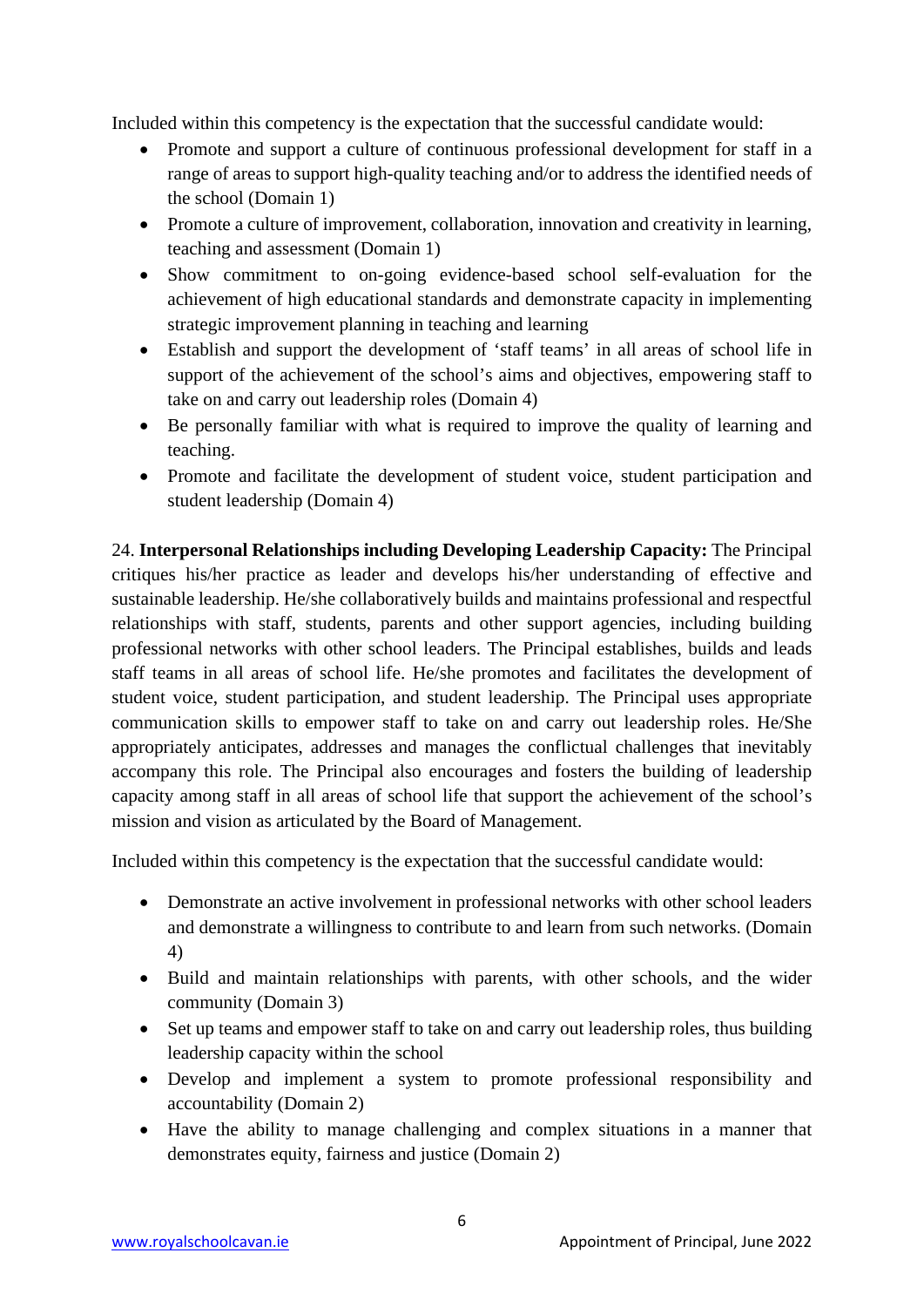Included within this competency is the expectation that the successful candidate would:

- Promote and support a culture of continuous professional development for staff in a range of areas to support high-quality teaching and/or to address the identified needs of the school (Domain 1)
- Promote a culture of improvement, collaboration, innovation and creativity in learning, teaching and assessment (Domain 1)
- Show commitment to on-going evidence-based school self-evaluation for the achievement of high educational standards and demonstrate capacity in implementing strategic improvement planning in teaching and learning
- Establish and support the development of 'staff teams' in all areas of school life in support of the achievement of the school's aims and objectives, empowering staff to take on and carry out leadership roles (Domain 4)
- Be personally familiar with what is required to improve the quality of learning and teaching.
- Promote and facilitate the development of student voice, student participation and student leadership (Domain 4)

24. **Interpersonal Relationships including Developing Leadership Capacity:** The Principal critiques his/her practice as leader and develops his/her understanding of effective and sustainable leadership. He/she collaboratively builds and maintains professional and respectful relationships with staff, students, parents and other support agencies, including building professional networks with other school leaders. The Principal establishes, builds and leads staff teams in all areas of school life. He/she promotes and facilitates the development of student voice, student participation, and student leadership. The Principal uses appropriate communication skills to empower staff to take on and carry out leadership roles. He/She appropriately anticipates, addresses and manages the conflictual challenges that inevitably accompany this role. The Principal also encourages and fosters the building of leadership capacity among staff in all areas of school life that support the achievement of the school's mission and vision as articulated by the Board of Management.

Included within this competency is the expectation that the successful candidate would:

- Demonstrate an active involvement in professional networks with other school leaders and demonstrate a willingness to contribute to and learn from such networks. (Domain 4)
- Build and maintain relationships with parents, with other schools, and the wider community (Domain 3)
- Set up teams and empower staff to take on and carry out leadership roles, thus building leadership capacity within the school
- Develop and implement a system to promote professional responsibility and accountability (Domain 2)
- Have the ability to manage challenging and complex situations in a manner that demonstrates equity, fairness and justice (Domain 2)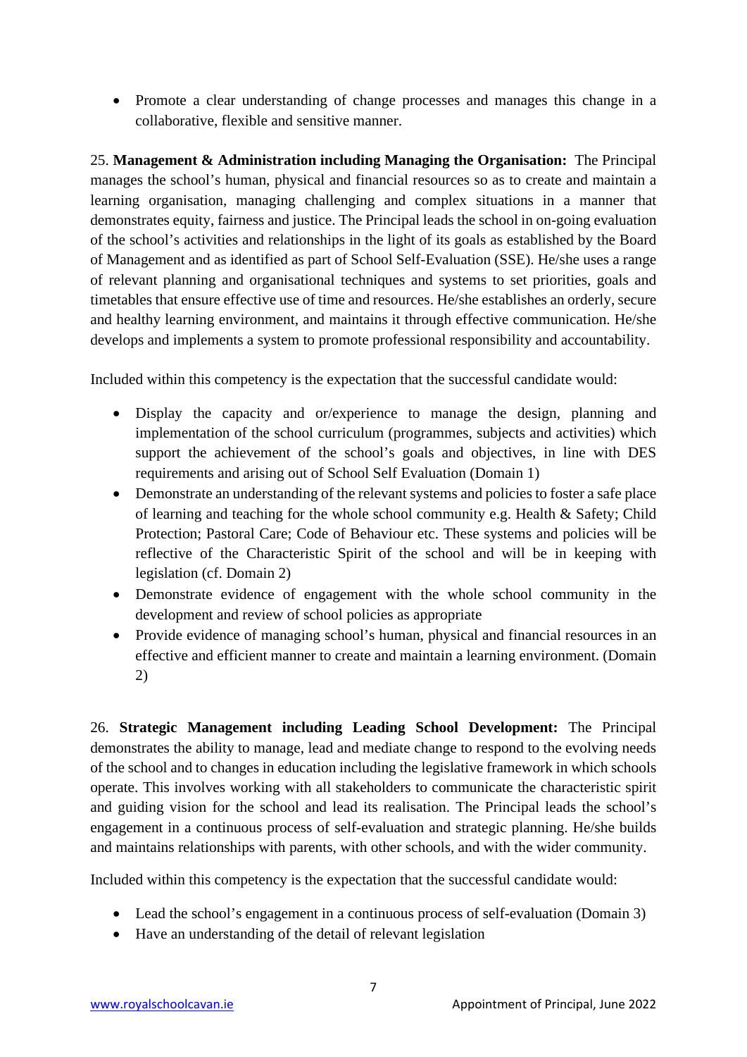- Promote a clear understanding of change processes and manages this change in a collaborative, flexible and sensitive manner.

25. **Management & Administration including Managing the Organisation:** The Principal manages the school's human, physical and financial resources so as to create and maintain a learning organisation, managing challenging and complex situations in a manner that demonstrates equity, fairness and justice. The Principal leads the school in on-going evaluation of the school's activities and relationships in the light of its goals as established by the Board of Management and as identified as part of School Self-Evaluation (SSE). He/she uses a range of relevant planning and organisational techniques and systems to set priorities, goals and timetables that ensure effective use of time and resources. He/she establishes an orderly, secure and healthy learning environment, and maintains it through effective communication. He/she develops and implements a system to promote professional responsibility and accountability.

Included within this competency is the expectation that the successful candidate would:

- Display the capacity and or/experience to manage the design, planning and implementation of the school curriculum (programmes, subjects and activities) which support the achievement of the school's goals and objectives, in line with DES requirements and arising out of School Self Evaluation (Domain 1)
- Demonstrate an understanding of the relevant systems and policies to foster a safe place of learning and teaching for the whole school community e.g. Health & Safety; Child Protection; Pastoral Care; Code of Behaviour etc. These systems and policies will be reflective of the Characteristic Spirit of the school and will be in keeping with legislation (cf. Domain 2)
- Demonstrate evidence of engagement with the whole school community in the development and review of school policies as appropriate
- Provide evidence of managing school's human, physical and financial resources in an effective and efficient manner to create and maintain a learning environment. (Domain 2)

26. **Strategic Management including Leading School Development:** The Principal demonstrates the ability to manage, lead and mediate change to respond to the evolving needs of the school and to changes in education including the legislative framework in which schools operate. This involves working with all stakeholders to communicate the characteristic spirit and guiding vision for the school and lead its realisation. The Principal leads the school's engagement in a continuous process of self-evaluation and strategic planning. He/she builds and maintains relationships with parents, with other schools, and with the wider community.

Included within this competency is the expectation that the successful candidate would:

- Lead the school's engagement in a continuous process of self-evaluation (Domain 3)
- Have an understanding of the detail of relevant legislation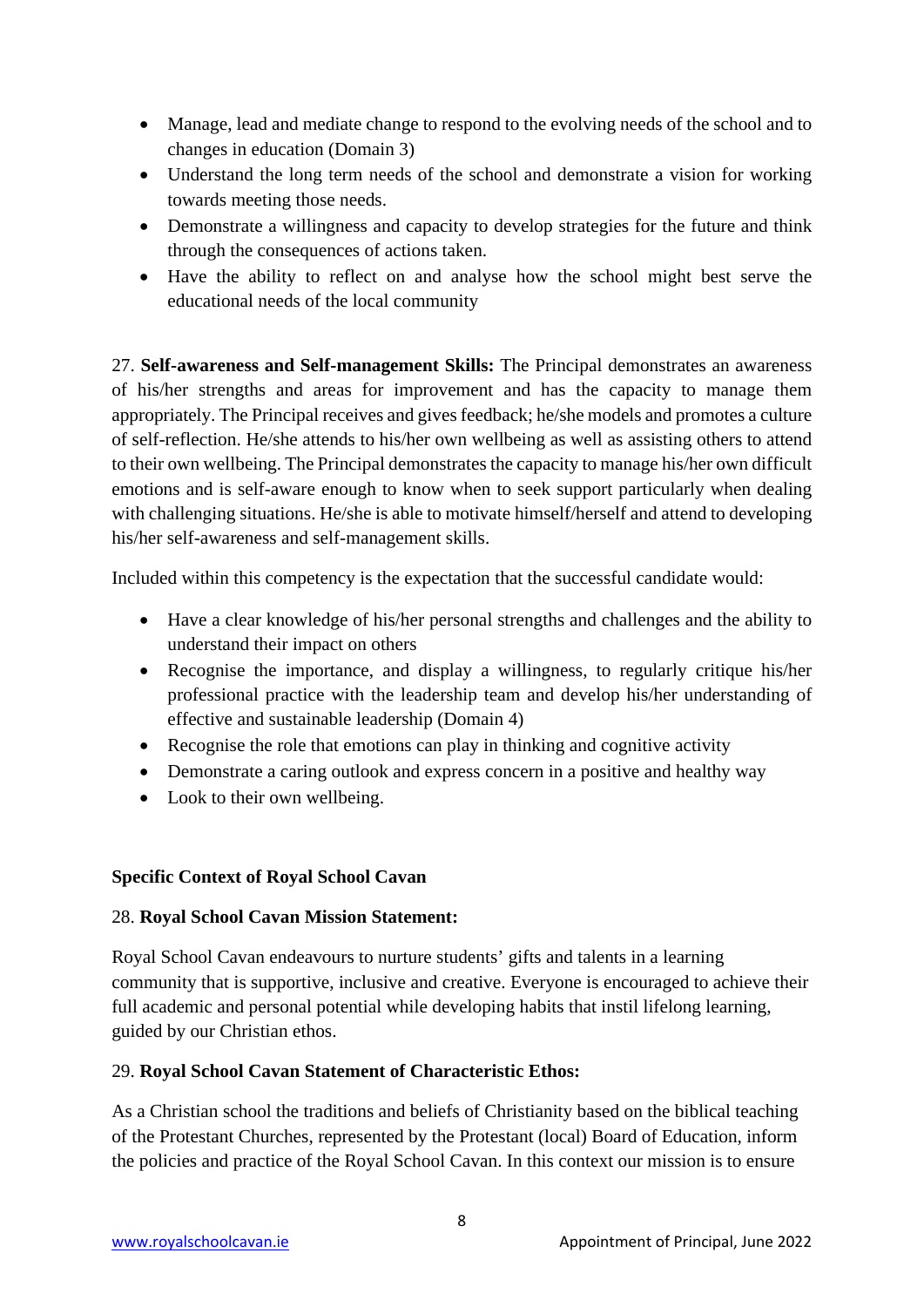- Manage, lead and mediate change to respond to the evolving needs of the school and to changes in education (Domain 3)
- Understand the long term needs of the school and demonstrate a vision for working towards meeting those needs.
- Demonstrate a willingness and capacity to develop strategies for the future and think through the consequences of actions taken.
- Have the ability to reflect on and analyse how the school might best serve the educational needs of the local community

27. **Self-awareness and Self-management Skills:** The Principal demonstrates an awareness of his/her strengths and areas for improvement and has the capacity to manage them appropriately. The Principal receives and gives feedback; he/she models and promotes a culture of self-reflection. He/she attends to his/her own wellbeing as well as assisting others to attend to their own wellbeing. The Principal demonstrates the capacity to manage his/her own difficult emotions and is self-aware enough to know when to seek support particularly when dealing with challenging situations. He/she is able to motivate himself/herself and attend to developing his/her self-awareness and self-management skills.

Included within this competency is the expectation that the successful candidate would:

- Have a clear knowledge of his/her personal strengths and challenges and the ability to understand their impact on others
- Recognise the importance, and display a willingness, to regularly critique his/her professional practice with the leadership team and develop his/her understanding of effective and sustainable leadership (Domain 4)
- Recognise the role that emotions can play in thinking and cognitive activity
- Demonstrate a caring outlook and express concern in a positive and healthy way
- Look to their own wellbeing.

**Specific Context of Royal School Cavan**

28. **Royal School Cavan Mission Statement:**

Royal School Cavan endeavours to nurture students' gifts and talents in a learning community that is supportive, inclusive and creative. Everyone is encouraged to achieve their full academic and personal potential while developing habits that instil lifelong learning, guided by our Christian ethos.

29. **Royal School Cavan Statement of Characteristic Ethos:**

As a Christian school the traditions and beliefs of Christianity based on the biblical teaching of the Protestant Churches, represented by the Protestant (local) Board of Education, inform the policies and practice of the Royal School Cavan. In this context our mission is to ensure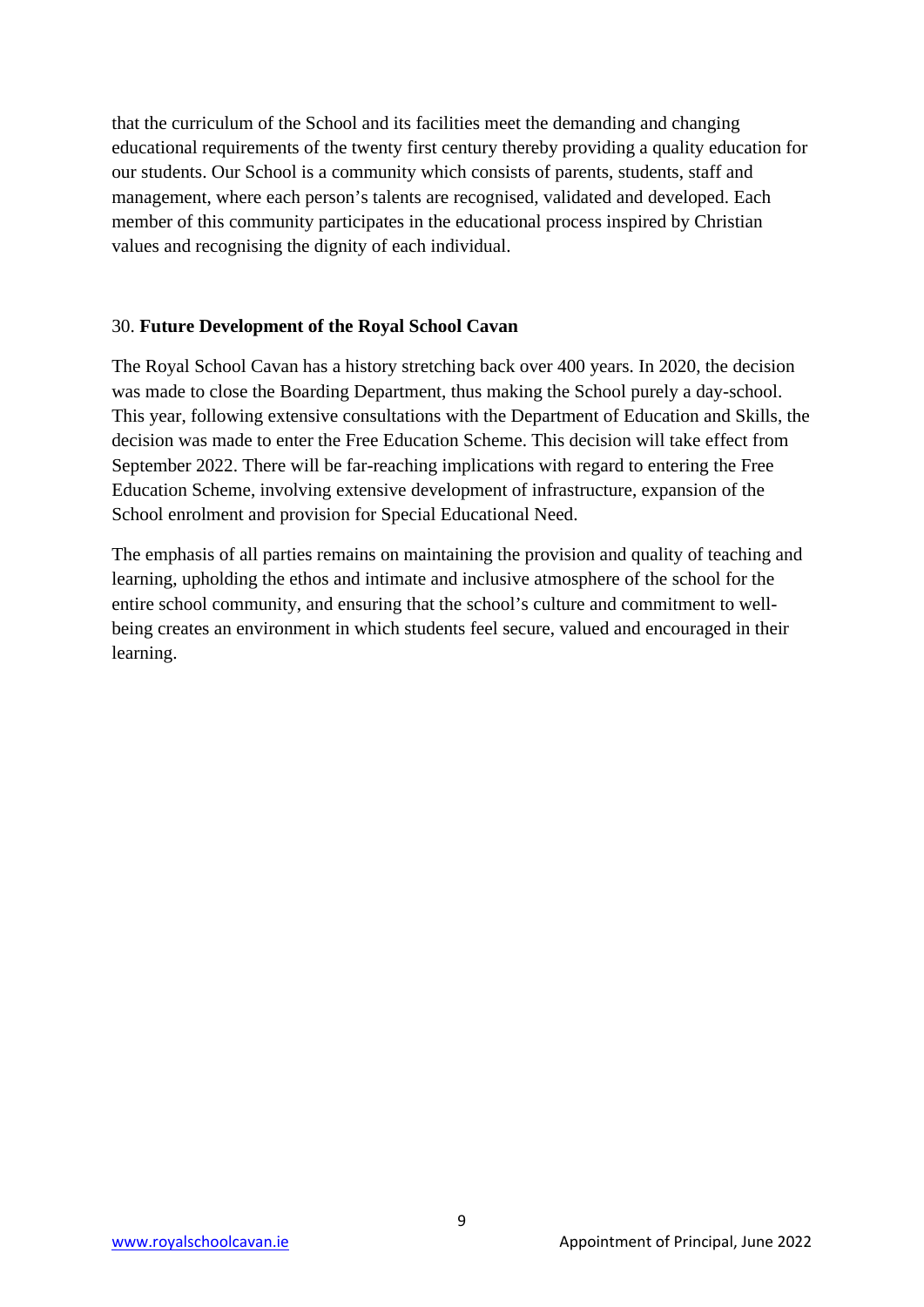that the curriculum of the School and its facilities meet the demanding and changing educational requirements of the twenty first century thereby providing a quality education for our students. Our School is a community which consists of parents, students, staff and management, where each person's talents are recognised, validated and developed. Each member of this community participates in the educational process inspired by Christian values and recognising the dignity of each individual.

30. **Future Development of the Royal School Cavan**

The Royal School Cavan has a history stretching back over 400 years. In 2020, the decision was made to close the Boarding Department, thus making the School purely a day-school. This year, following extensive consultations with the Department of Education and Skills, the decision was made to enter the Free Education Scheme. This decision will take effect from September 2022. There will be far-reaching implications with regard to entering the Free Education Scheme, involving extensive development of infrastructure, expansion of the School enrolment and provision for Special Educational Need.

The emphasis of all parties remains on maintaining the provision and quality of teaching and learning, upholding the ethos and intimate and inclusive atmosphere of the school for the entire school community, and ensuring that the school's culture and commitment to well-being creates an environment in which students feel secure, valued and encouraged in their learning.